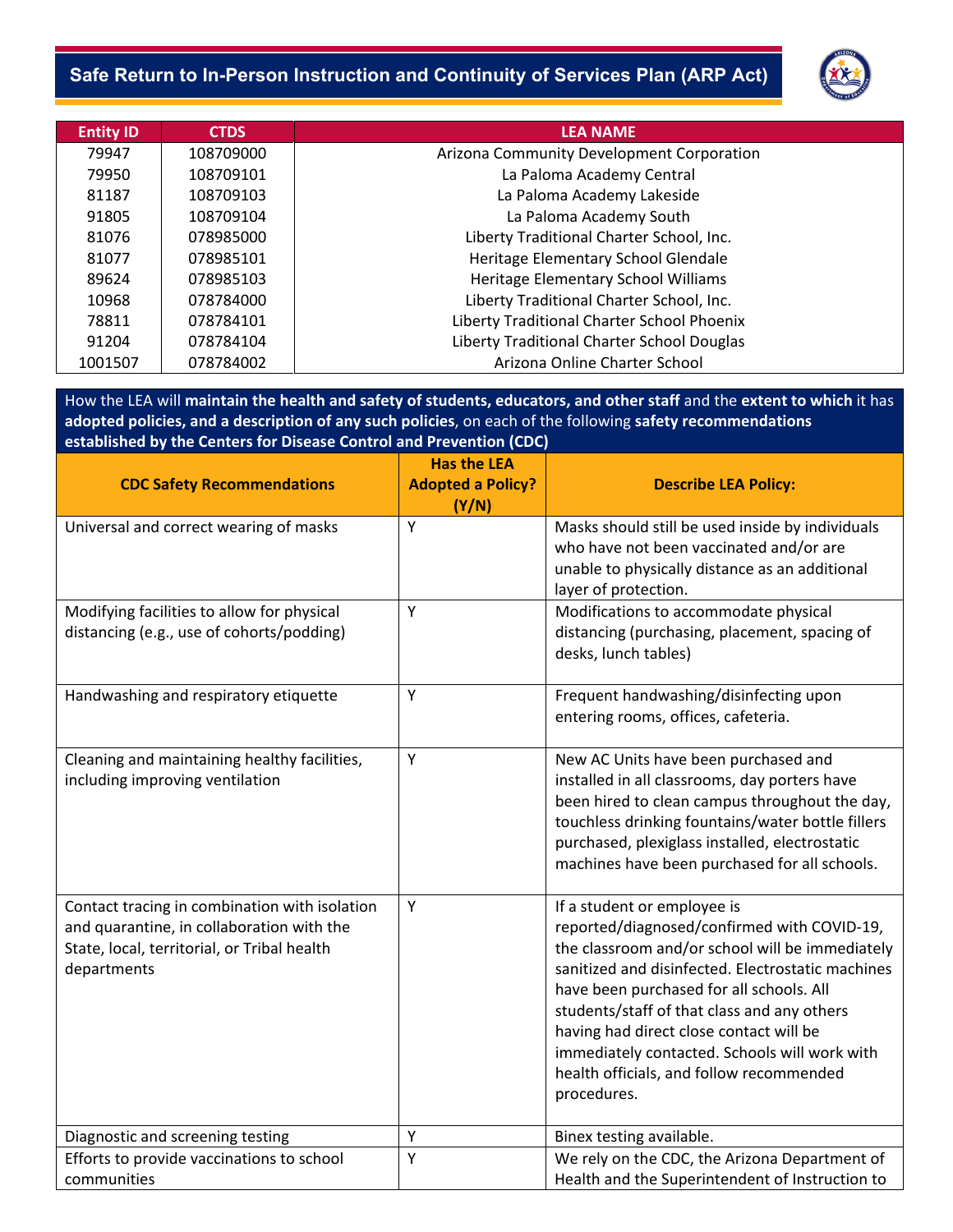# Safe Return to In-Person Instruction and Continuity of Services Plan (ARP Act)

| Entity ID | CTDS | LEA NAME |
|---|---|---|
| 79947 | 108709000 | Arizona Community Development Corporation |
| 79950 | 108709101 | La Paloma Academy Central |
| 81187 | 108709103 | La Paloma Academy Lakeside |
| 91805 | 108709104 | La Paloma Academy South |
| 81076 | 078985000 | Liberty Traditional Charter School, Inc. |
| 81077 | 078985101 | Heritage Elementary School Glendale |
| 89624 | 078985103 | Heritage Elementary School Williams |
| 10968 | 078784000 | Liberty Traditional Charter School, Inc. |
| 78811 | 078784101 | Liberty Traditional Charter School Phoenix |
| 91204 | 078784104 | Liberty Traditional Charter School Douglas |
| 1001507 | 078784002 | Arizona Online Charter School |

How the LEA will **maintain the health and safety of students, educators, and other staff** and the **extent to which** it has **adopted policies, and a description of any such policies**, on each of the following **safety recommendations established by the Centers for Disease Control and Prevention (CDC)**

| CDC Safety Recommendations | Has the LEA Adopted a Policy? (Y/N) | Describe LEA Policy: |
|---|---|---|
| Universal and correct wearing of masks | Y | Masks should still be used inside by individuals who have not been vaccinated and/or are unable to physically distance as an additional layer of protection. |
| Modifying facilities to allow for physical distancing (e.g., use of cohorts/podding) | Y | Modifications to accommodate physical distancing (purchasing, placement, spacing of desks, lunch tables) |
| Handwashing and respiratory etiquette | Y | Frequent handwashing/disinfecting upon entering rooms, offices, cafeteria. |
| Cleaning and maintaining healthy facilities, including improving ventilation | Y | New AC Units have been purchased and installed in all classrooms, day porters have been hired to clean campus throughout the day, touchless drinking fountains/water bottle fillers purchased, plexiglass installed, electrostatic machines have been purchased for all schools. |
| Contact tracing in combination with isolation and quarantine, in collaboration with the State, local, territorial, or Tribal health departments | Y | If a student or employee is reported/diagnosed/confirmed with COVID-19, the classroom and/or school will be immediately sanitized and disinfected. Electrostatic machines have been purchased for all schools. All students/staff of that class and any others having had direct close contact will be immediately contacted. Schools will work with health officials, and follow recommended procedures. |
| Diagnostic and screening testing | Y | Binex testing available. |
| Efforts to provide vaccinations to school communities | Y | We rely on the CDC, the Arizona Department of Health and the Superintendent of Instruction to |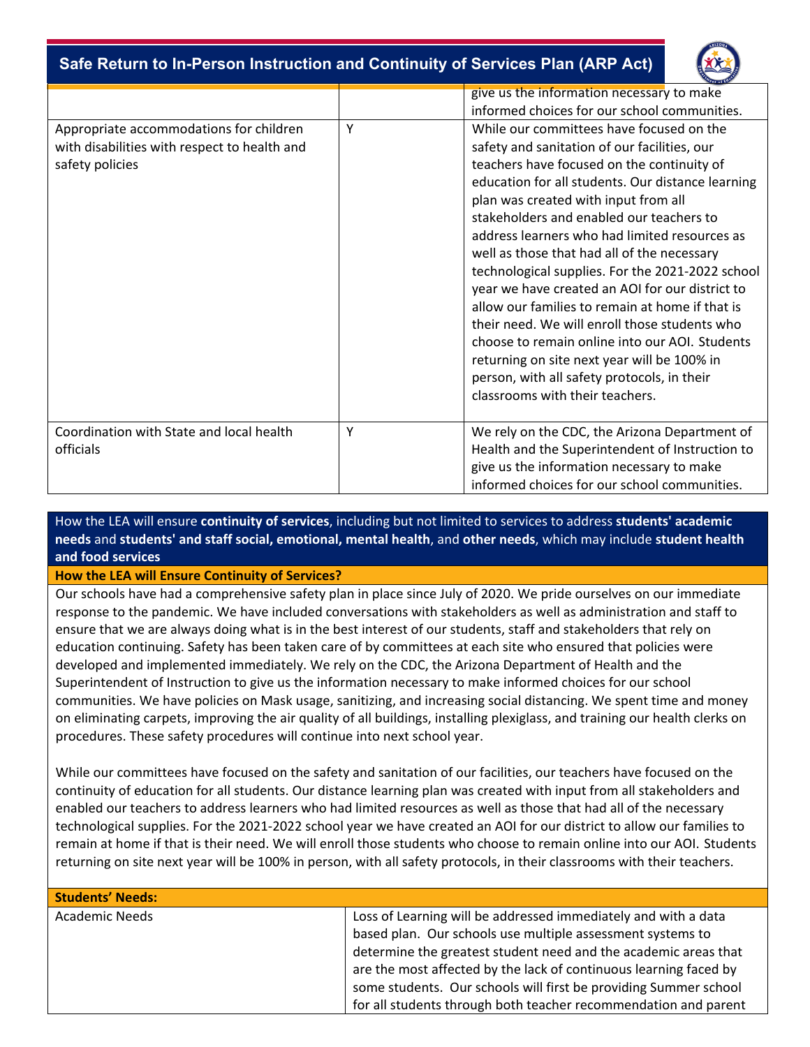| | | |
|---|---|---|
| | | give us the information necessary to make informed choices for our school communities. |
| Appropriate accommodations for children with disabilities with respect to health and safety policies | Y | While our committees have focused on the safety and sanitation of our facilities, our teachers have focused on the continuity of education for all students. Our distance learning plan was created with input from all stakeholders and enabled our teachers to address learners who had limited resources as well as those that had all of the necessary technological supplies. For the 2021-2022 school year we have created an AOI for our district to allow our families to remain at home if that is their need. We will enroll those students who choose to remain online into our AOI. Students returning on site next year will be 100% in person, with all safety protocols, in their classrooms with their teachers. |
| Coordination with State and local health officials | Y | We rely on the CDC, the Arizona Department of Health and the Superintendent of Instruction to give us the information necessary to make informed choices for our school communities. |

How the LEA will ensure **continuity of services**, including but not limited to services to address **students' academic needs** and **students' and staff social, emotional, mental health**, and **other needs**, which may include **student health and food services**

**How the LEA will Ensure Continuity of Services?**

Our schools have had a comprehensive safety plan in place since July of 2020. We pride ourselves on our immediate response to the pandemic. We have included conversations with stakeholders as well as administration and staff to ensure that we are always doing what is in the best interest of our students, staff and stakeholders that rely on education continuing. Safety has been taken care of by committees at each site who ensured that policies were developed and implemented immediately. We rely on the CDC, the Arizona Department of Health and the Superintendent of Instruction to give us the information necessary to make informed choices for our school communities. We have policies on Mask usage, sanitizing, and increasing social distancing. We spent time and money on eliminating carpets, improving the air quality of all buildings, installing plexiglass, and training our health clerks on procedures. These safety procedures will continue into next school year.

While our committees have focused on the safety and sanitation of our facilities, our teachers have focused on the continuity of education for all students. Our distance learning plan was created with input from all stakeholders and enabled our teachers to address learners who had limited resources as well as those that had all of the necessary technological supplies. For the 2021-2022 school year we have created an AOI for our district to allow our families to remain at home if that is their need. We will enroll those students who choose to remain online into our AOI. Students returning on site next year will be 100% in person, with all safety protocols, in their classrooms with their teachers.

| **Students' Needs:** | |
|---|---|
| Academic Needs | Loss of Learning will be addressed immediately and with a data based plan. Our schools use multiple assessment systems to determine the greatest student need and the academic areas that are the most affected by the lack of continuous learning faced by some students. Our schools will first be providing Summer school for all students through both teacher recommendation and parent |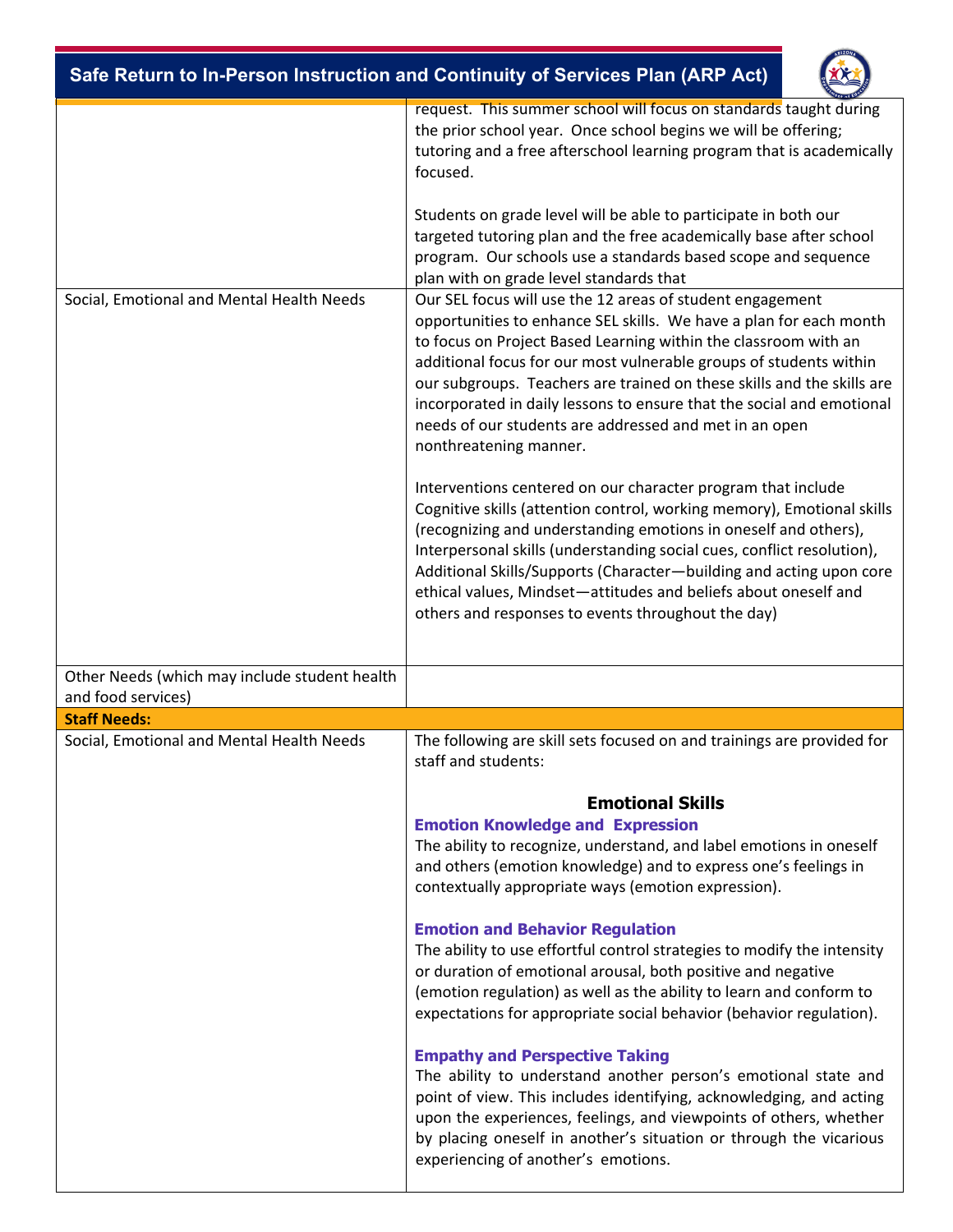| | |
|---|---|
| | request. This summer school will focus on standards taught during the prior school year. Once school begins we will be offering; tutoring and a free afterschool learning program that is academically focused.<br><br>Students on grade level will be able to participate in both our targeted tutoring plan and the free academically base after school program. Our schools use a standards based scope and sequence plan with on grade level standards that |
| Social, Emotional and Mental Health Needs | Our SEL focus will use the 12 areas of student engagement opportunities to enhance SEL skills. We have a plan for each month to focus on Project Based Learning within the classroom with an additional focus for our most vulnerable groups of students within our subgroups. Teachers are trained on these skills and the skills are incorporated in daily lessons to ensure that the social and emotional needs of our students are addressed and met in an open nonthreatening manner.<br><br>Interventions centered on our character program that include Cognitive skills (attention control, working memory), Emotional skills (recognizing and understanding emotions in oneself and others), Interpersonal skills (understanding social cues, conflict resolution), Additional Skills/Supports (Character—building and acting upon core ethical values, Mindset—attitudes and beliefs about oneself and others and responses to events throughout the day) |
| Other Needs (which may include student health and food services) | |
| **Staff Needs:** | |
| Social, Emotional and Mental Health Needs | The following are skill sets focused on and trainings are provided for staff and students:<br><br>**Emotional Skills**<br><br>**Emotion Knowledge and Expression**<br>The ability to recognize, understand, and label emotions in oneself and others (emotion knowledge) and to express one's feelings in contextually appropriate ways (emotion expression).<br><br>**Emotion and Behavior Regulation**<br>The ability to use effortful control strategies to modify the intensity or duration of emotional arousal, both positive and negative (emotion regulation) as well as the ability to learn and conform to expectations for appropriate social behavior (behavior regulation).<br><br>**Empathy and Perspective Taking**<br>The ability to understand another person's emotional state and point of view. This includes identifying, acknowledging, and acting upon the experiences, feelings, and viewpoints of others, whether by placing oneself in another's situation or through the vicarious experiencing of another's emotions. |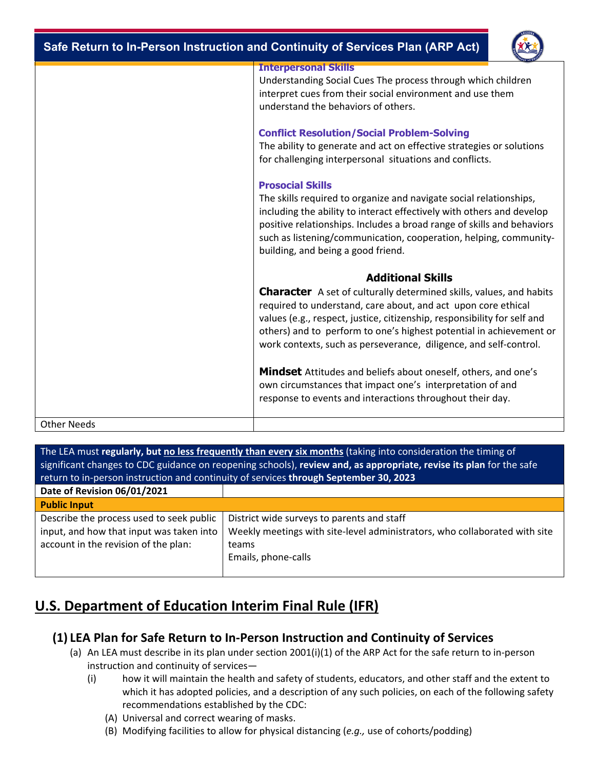| | |
|---|---|
| | **Interpersonal Skills**<br>Understanding Social Cues The process through which children interpret cues from their social environment and use them understand the behaviors of others.<br><br>**Conflict Resolution/Social Problem-Solving**<br>The ability to generate and act on effective strategies or solutions for challenging interpersonal situations and conflicts.<br><br>**Prosocial Skills**<br>The skills required to organize and navigate social relationships, including the ability to interact effectively with others and develop positive relationships. Includes a broad range of skills and behaviors such as listening/communication, cooperation, helping, community-building, and being a good friend.<br><br>**Additional Skills**<br>**Character** A set of culturally determined skills, values, and habits required to understand, care about, and act upon core ethical values (e.g., respect, justice, citizenship, responsibility for self and others) and to perform to one's highest potential in achievement or work contexts, such as perseverance, diligence, and self-control.<br><br>**Mindset** Attitudes and beliefs about oneself, others, and one's own circumstances that impact one's interpretation of and response to events and interactions throughout their day. |
| Other Needs | |

The LEA must **regularly, but <u>no less frequently than every six months</u>** (taking into consideration the timing of significant changes to CDC guidance on reopening schools), **review and, as appropriate, revise its plan** for the safe return to in-person instruction and continuity of services **through September 30, 2023**

| | |
|---|---|
| **Date of Revision 06/01/2021** | |
| **Public Input** | |
| Describe the process used to seek public input, and how that input was taken into account in the revision of the plan: | District wide surveys to parents and staff<br>Weekly meetings with site-level administrators, who collaborated with site teams<br>Emails, phone-calls |

## U.S. Department of Education Interim Final Rule (IFR)

### (1) LEA Plan for Safe Return to In-Person Instruction and Continuity of Services

(a) An LEA must describe in its plan under section 2001(i)(1) of the ARP Act for the safe return to in-person instruction and continuity of services—

(i) how it will maintain the health and safety of students, educators, and other staff and the extent to which it has adopted policies, and a description of any such policies, on each of the following safety recommendations established by the CDC:

(A) Universal and correct wearing of masks.

(B) Modifying facilities to allow for physical distancing (*e.g.,* use of cohorts/podding)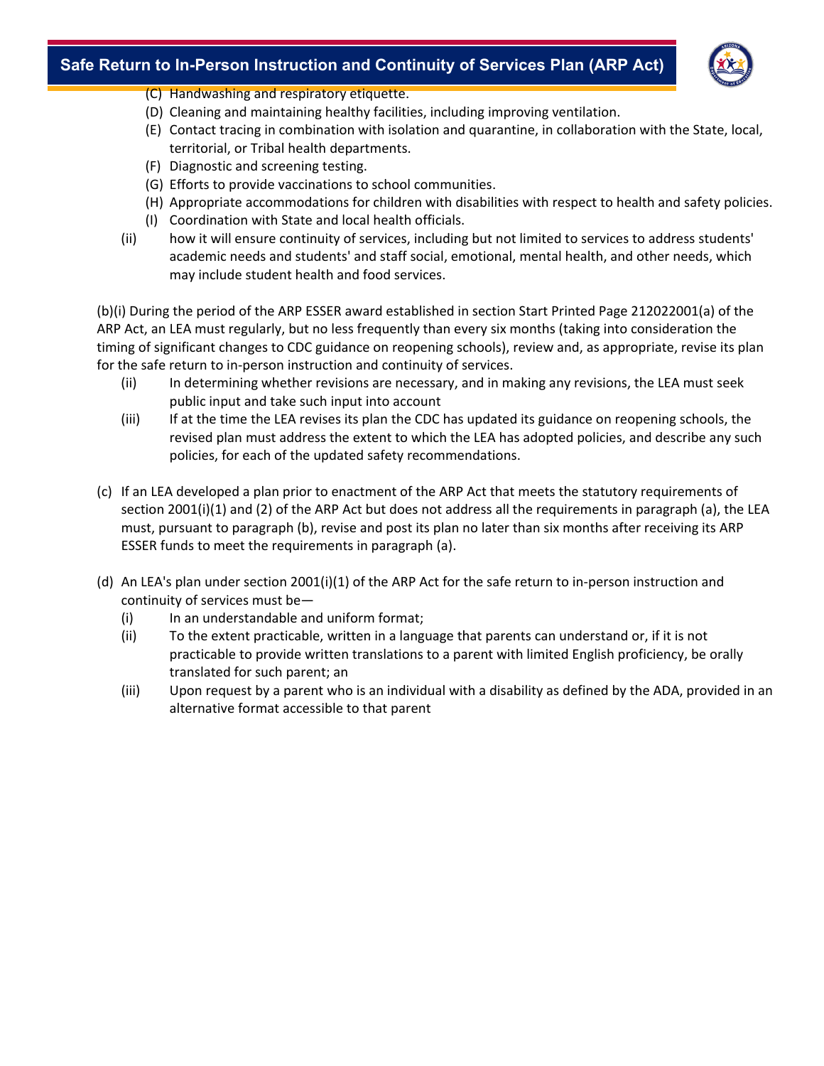(C) Handwashing and respiratory etiquette.
(D) Cleaning and maintaining healthy facilities, including improving ventilation.
(E) Contact tracing in combination with isolation and quarantine, in collaboration with the State, local, territorial, or Tribal health departments.
(F) Diagnostic and screening testing.
(G) Efforts to provide vaccinations to school communities.
(H) Appropriate accommodations for children with disabilities with respect to health and safety policies.
(I) Coordination with State and local health officials.

(ii) how it will ensure continuity of services, including but not limited to services to address students' academic needs and students' and staff social, emotional, mental health, and other needs, which may include student health and food services.

(b)(i) During the period of the ARP ESSER award established in section Start Printed Page 212022001(a) of the ARP Act, an LEA must regularly, but no less frequently than every six months (taking into consideration the timing of significant changes to CDC guidance on reopening schools), review and, as appropriate, revise its plan for the safe return to in-person instruction and continuity of services.

(ii) In determining whether revisions are necessary, and in making any revisions, the LEA must seek public input and take such input into account

(iii) If at the time the LEA revises its plan the CDC has updated its guidance on reopening schools, the revised plan must address the extent to which the LEA has adopted policies, and describe any such policies, for each of the updated safety recommendations.

(c) If an LEA developed a plan prior to enactment of the ARP Act that meets the statutory requirements of section 2001(i)(1) and (2) of the ARP Act but does not address all the requirements in paragraph (a), the LEA must, pursuant to paragraph (b), revise and post its plan no later than six months after receiving its ARP ESSER funds to meet the requirements in paragraph (a).

(d) An LEA's plan under section 2001(i)(1) of the ARP Act for the safe return to in-person instruction and continuity of services must be—

(i) In an understandable and uniform format;

(ii) To the extent practicable, written in a language that parents can understand or, if it is not practicable to provide written translations to a parent with limited English proficiency, be orally translated for such parent; an

(iii) Upon request by a parent who is an individual with a disability as defined by the ADA, provided in an alternative format accessible to that parent